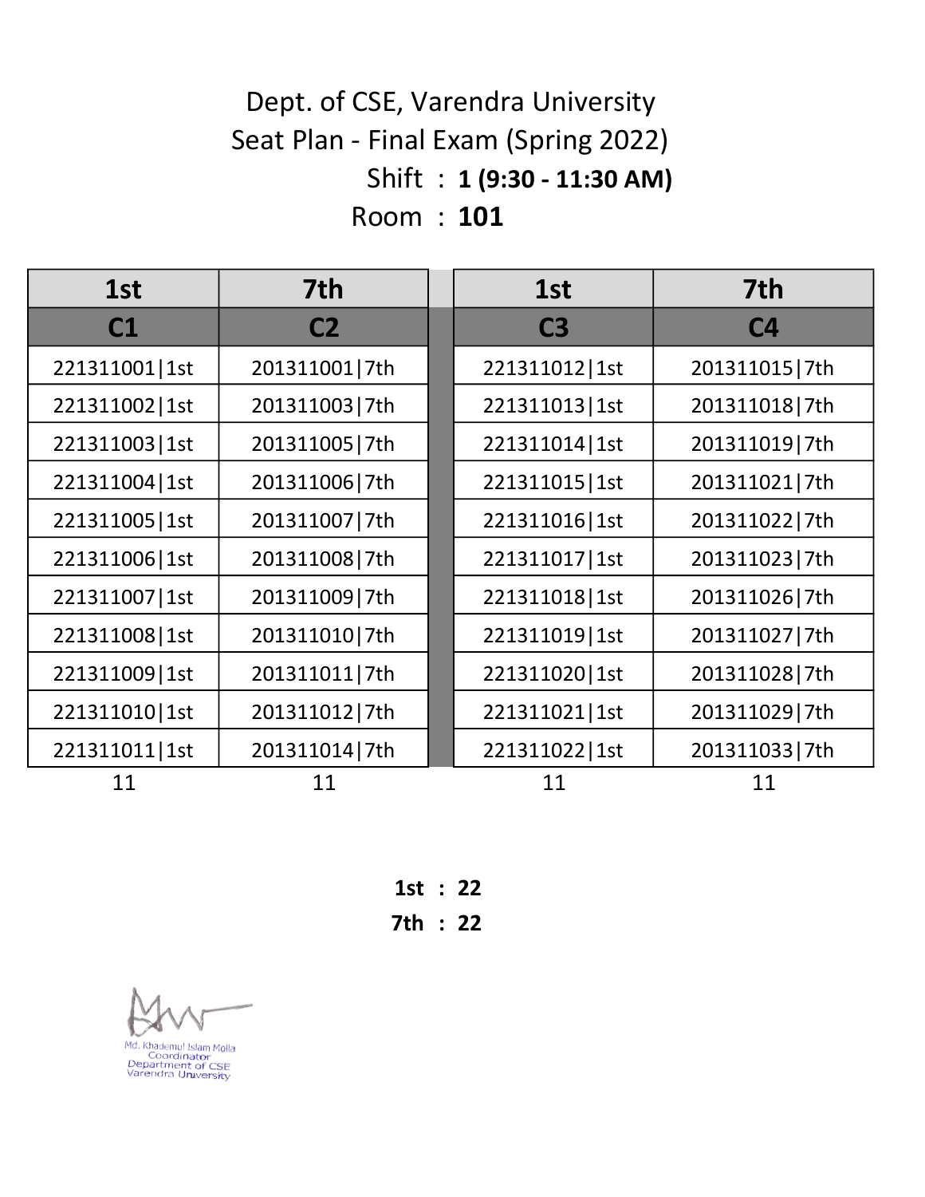# Dept. of CSE, Varendra University

## Seat Plan - Final Exam (Spring 2022)

Shift : **1 (9:30 - 11:30 AM)**

Room : **101**

| 1st | 7th | 1st | 7th |
|---|---|---|---|
| **C1** | **C2** | **C3** | **C4** |
| 221311001\|1st | 201311001\|7th | 221311012\|1st | 201311015\|7th |
| 221311002\|1st | 201311003\|7th | 221311013\|1st | 201311018\|7th |
| 221311003\|1st | 201311005\|7th | 221311014\|1st | 201311019\|7th |
| 221311004\|1st | 201311006\|7th | 221311015\|1st | 201311021\|7th |
| 221311005\|1st | 201311007\|7th | 221311016\|1st | 201311022\|7th |
| 221311006\|1st | 201311008\|7th | 221311017\|1st | 201311023\|7th |
| 221311007\|1st | 201311009\|7th | 221311018\|1st | 201311026\|7th |
| 221311008\|1st | 201311010\|7th | 221311019\|1st | 201311027\|7th |
| 221311009\|1st | 201311011\|7th | 221311020\|1st | 201311028\|7th |
| 221311010\|1st | 201311012\|7th | 221311021\|1st | 201311029\|7th |
| 221311011\|1st | 201311014\|7th | 221311022\|1st | 201311033\|7th |
| 11 | 11 | 11 | 11 |

**1st : 22**

**7th : 22**

Md. Khademul Islam Molla
Coordinator
Department of CSE
Varendra University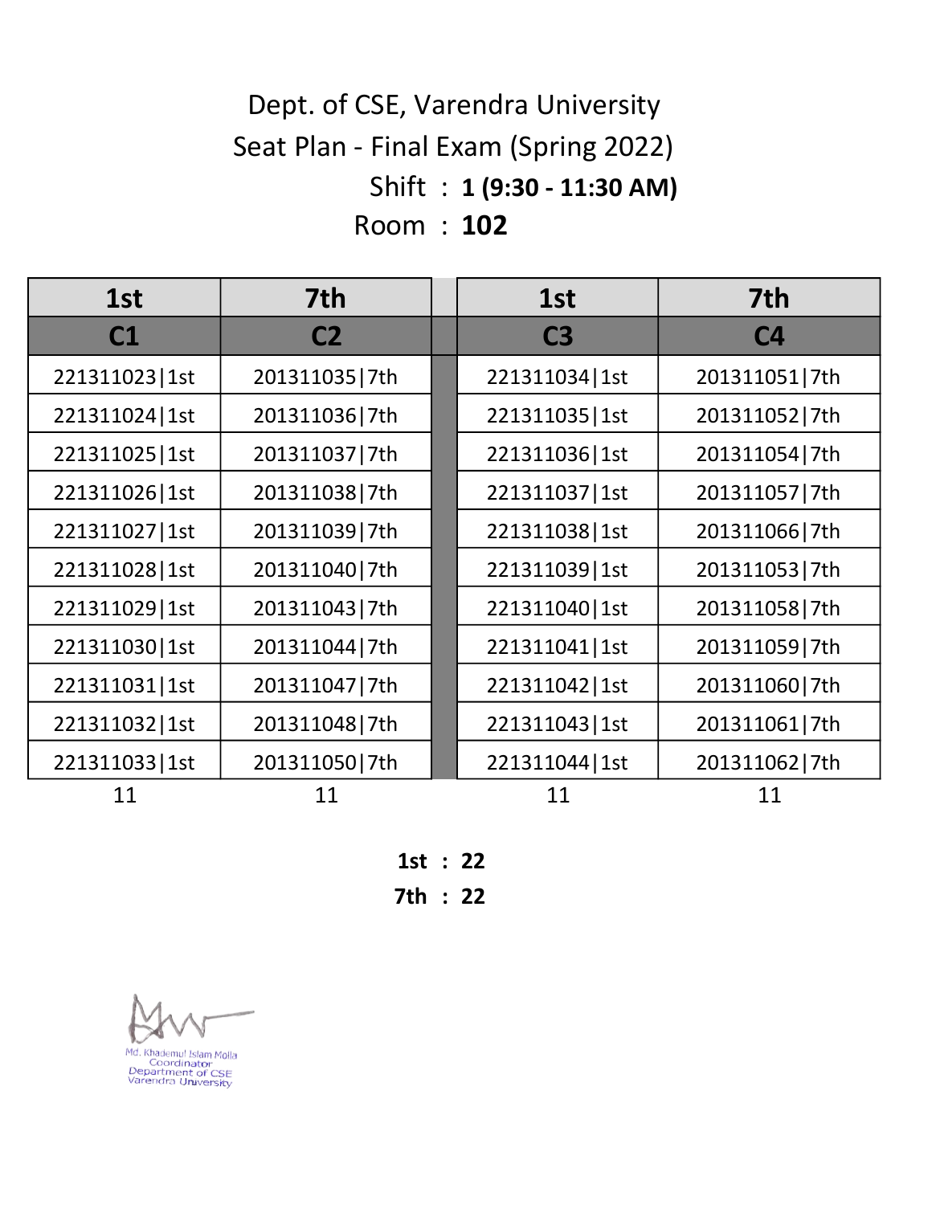Dept. of CSE, Varendra University

Seat Plan - Final Exam (Spring 2022)

Shift : **1 (9:30 - 11:30 AM)**

Room : **102**

| 1st | 7th | 1st | 7th |
|---|---|---|---|
| **C1** | **C2** | **C3** | **C4** |
| 221311023\|1st | 201311035\|7th | 221311034\|1st | 201311051\|7th |
| 221311024\|1st | 201311036\|7th | 221311035\|1st | 201311052\|7th |
| 221311025\|1st | 201311037\|7th | 221311036\|1st | 201311054\|7th |
| 221311026\|1st | 201311038\|7th | 221311037\|1st | 201311057\|7th |
| 221311027\|1st | 201311039\|7th | 221311038\|1st | 201311066\|7th |
| 221311028\|1st | 201311040\|7th | 221311039\|1st | 201311053\|7th |
| 221311029\|1st | 201311043\|7th | 221311040\|1st | 201311058\|7th |
| 221311030\|1st | 201311044\|7th | 221311041\|1st | 201311059\|7th |
| 221311031\|1st | 201311047\|7th | 221311042\|1st | 201311060\|7th |
| 221311032\|1st | 201311048\|7th | 221311043\|1st | 201311061\|7th |
| 221311033\|1st | 201311050\|7th | 221311044\|1st | 201311062\|7th |
| 11 | 11 | 11 | 11 |

**1st : 22**

**7th : 22**

Md. Khademul Islam Molla
Coordinator
Department of CSE
Varendra University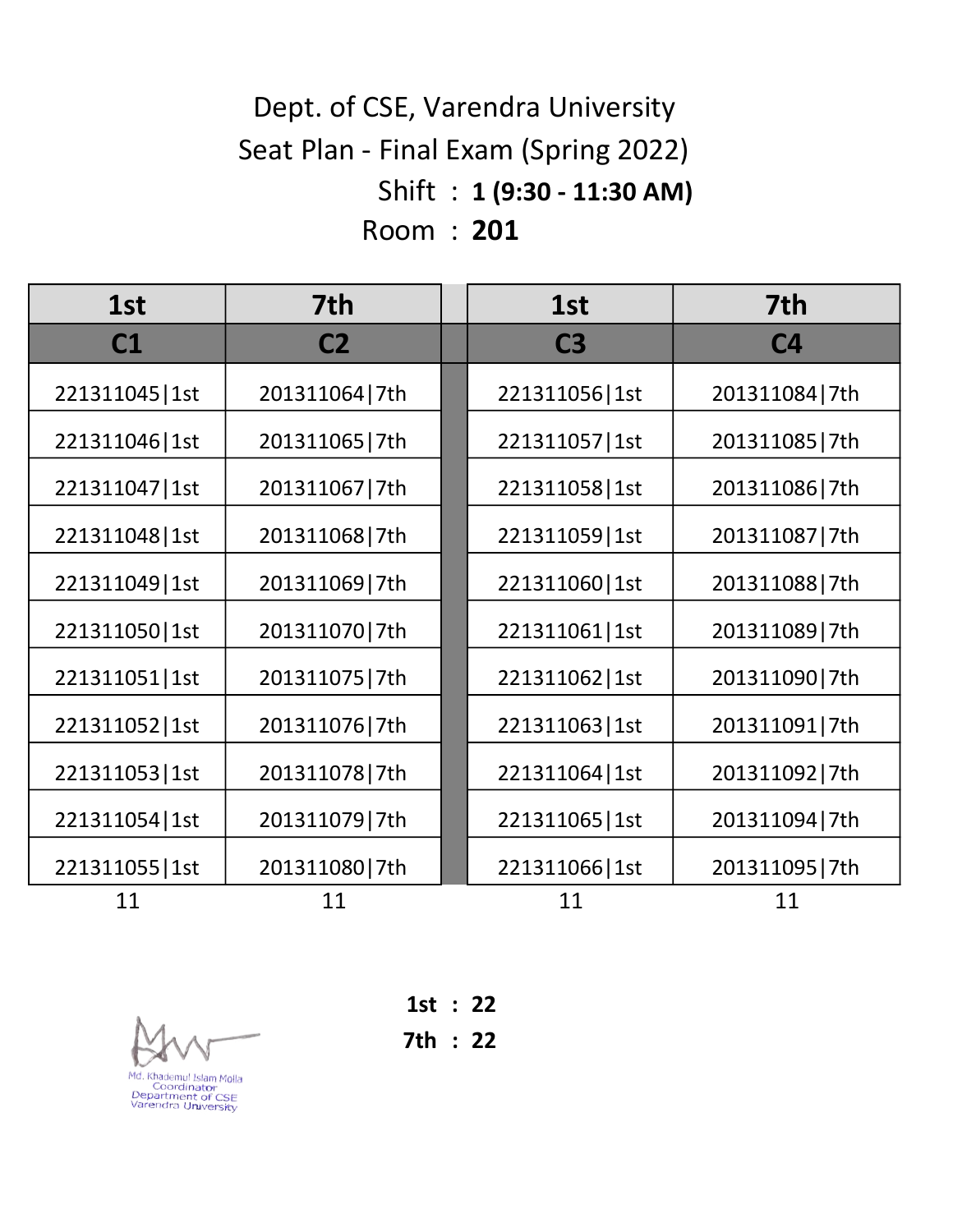# Dept. of CSE, Varendra University

## Seat Plan - Final Exam (Spring 2022)

Shift : **1 (9:30 - 11:30 AM)**

Room : **201**

| 1st | 7th | 1st | 7th |
|---|---|---|---|
| **C1** | **C2** | **C3** | **C4** |
| 221311045\|1st | 201311064\|7th | 221311056\|1st | 201311084\|7th |
| 221311046\|1st | 201311065\|7th | 221311057\|1st | 201311085\|7th |
| 221311047\|1st | 201311067\|7th | 221311058\|1st | 201311086\|7th |
| 221311048\|1st | 201311068\|7th | 221311059\|1st | 201311087\|7th |
| 221311049\|1st | 201311069\|7th | 221311060\|1st | 201311088\|7th |
| 221311050\|1st | 201311070\|7th | 221311061\|1st | 201311089\|7th |
| 221311051\|1st | 201311075\|7th | 221311062\|1st | 201311090\|7th |
| 221311052\|1st | 201311076\|7th | 221311063\|1st | 201311091\|7th |
| 221311053\|1st | 201311078\|7th | 221311064\|1st | 201311092\|7th |
| 221311054\|1st | 201311079\|7th | 221311065\|1st | 201311094\|7th |
| 221311055\|1st | 201311080\|7th | 221311066\|1st | 201311095\|7th |
| 11 | 11 | 11 | 11 |

**1st** : **22**

**7th** : **22**

Md. Khademul Islam Molla
Coordinator
Department of CSE
Varendra University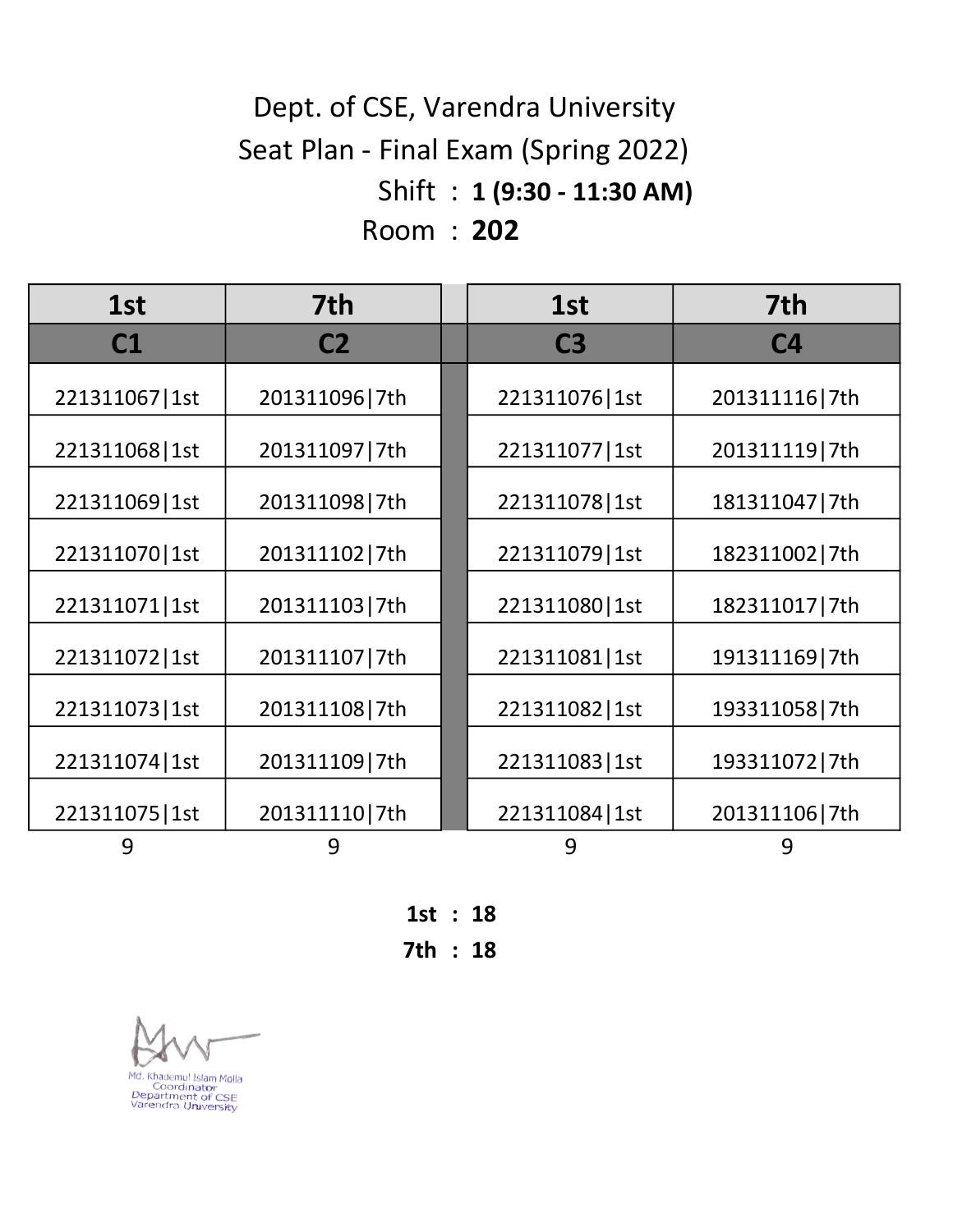# Dept. of CSE, Varendra University

## Seat Plan - Final Exam (Spring 2022)

Shift : **1 (9:30 - 11:30 AM)**

Room : **202**

| 1st | 7th | | 1st | 7th |
|---|---|---|---|---|
| **C1** | **C2** | | **C3** | **C4** |
| 221311067\|1st | 201311096\|7th | | 221311076\|1st | 201311116\|7th |
| 221311068\|1st | 201311097\|7th | | 221311077\|1st | 201311119\|7th |
| 221311069\|1st | 201311098\|7th | | 221311078\|1st | 181311047\|7th |
| 221311070\|1st | 201311102\|7th | | 221311079\|1st | 182311002\|7th |
| 221311071\|1st | 201311103\|7th | | 221311080\|1st | 182311017\|7th |
| 221311072\|1st | 201311107\|7th | | 221311081\|1st | 191311169\|7th |
| 221311073\|1st | 201311108\|7th | | 221311082\|1st | 193311058\|7th |
| 221311074\|1st | 201311109\|7th | | 221311083\|1st | 193311072\|7th |
| 221311075\|1st | 201311110\|7th | | 221311084\|1st | 201311106\|7th |
| 9 | 9 | | 9 | 9 |

**1st : 18**

**7th : 18**

Md. Khademul Islam Molla
Coordinator
Department of CSE
Varendra University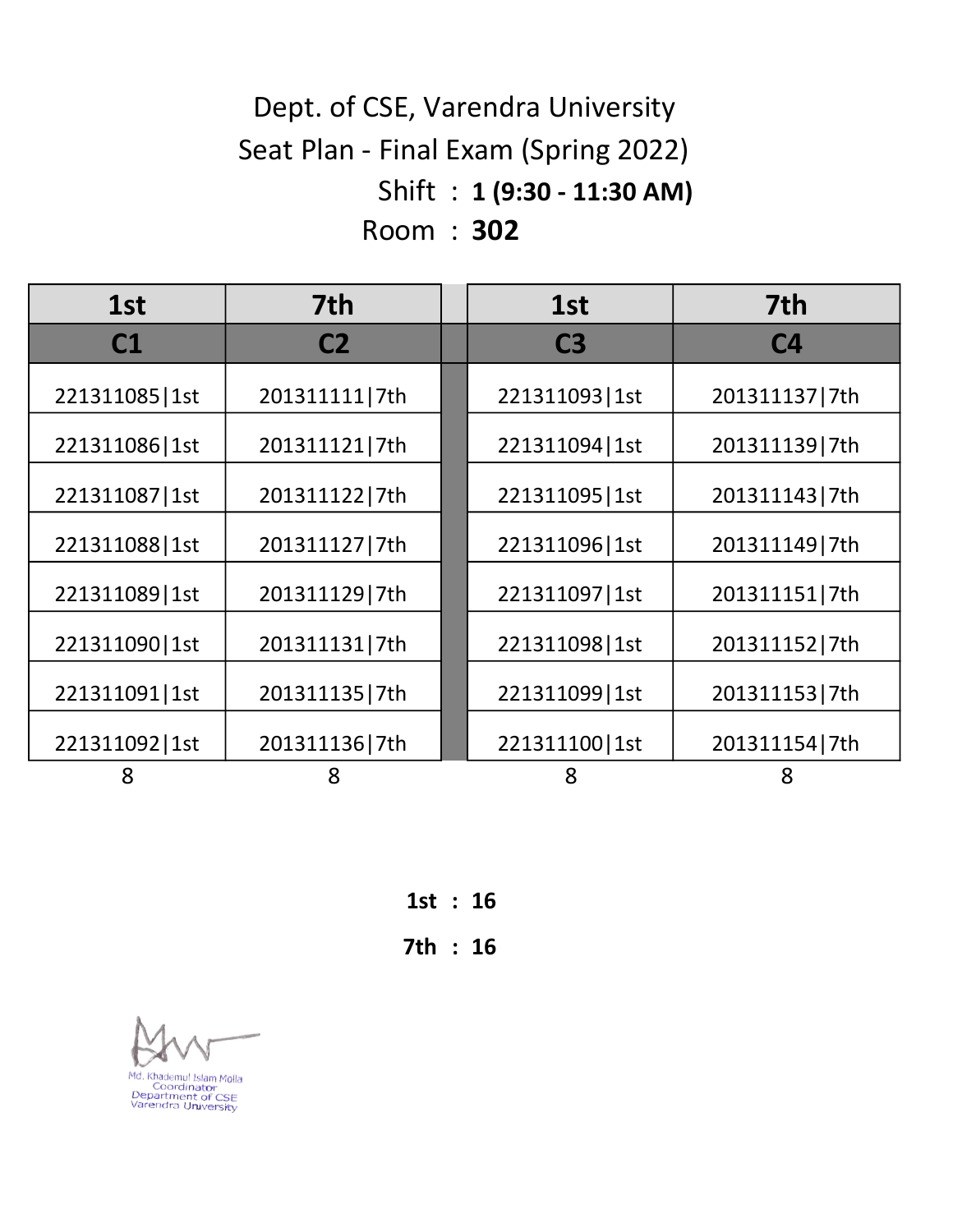Dept. of CSE, Varendra University

Seat Plan - Final Exam (Spring 2022)

Shift : **1 (9:30 - 11:30 AM)**

Room : **302**

| 1st | 7th | 1st | 7th |
|---|---|---|---|
| **C1** | **C2** | **C3** | **C4** |
| 221311085\|1st | 201311111\|7th | 221311093\|1st | 201311137\|7th |
| 221311086\|1st | 201311121\|7th | 221311094\|1st | 201311139\|7th |
| 221311087\|1st | 201311122\|7th | 221311095\|1st | 201311143\|7th |
| 221311088\|1st | 201311127\|7th | 221311096\|1st | 201311149\|7th |
| 221311089\|1st | 201311129\|7th | 221311097\|1st | 201311151\|7th |
| 221311090\|1st | 201311131\|7th | 221311098\|1st | 201311152\|7th |
| 221311091\|1st | 201311135\|7th | 221311099\|1st | 201311153\|7th |
| 221311092\|1st | 201311136\|7th | 221311100\|1st | 201311154\|7th |
| 8 | 8 | 8 | 8 |

**1st : 16**

**7th : 16**

Md. Khademul Islam Molla
Coordinator
Department of CSE
Varendra University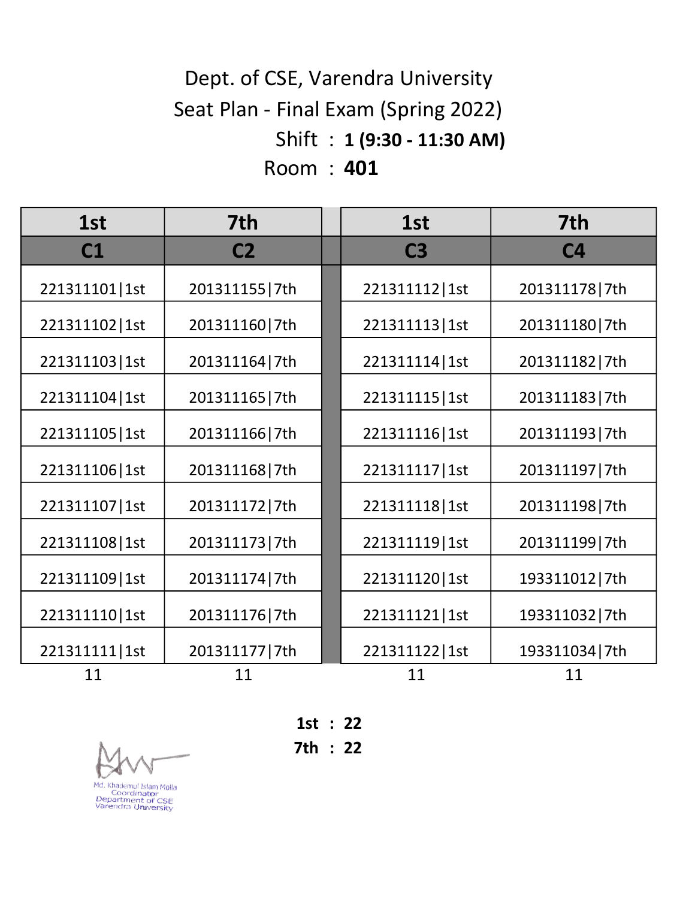# Dept. of CSE, Varendra University

## Seat Plan - Final Exam (Spring 2022)

Shift : **1 (9:30 - 11:30 AM)**

Room : **401**

| 1st | 7th | 1st | 7th |
|---|---|---|---|
| **C1** | **C2** | **C3** | **C4** |
| 221311101\|1st | 201311155\|7th | 221311112\|1st | 201311178\|7th |
| 221311102\|1st | 201311160\|7th | 221311113\|1st | 201311180\|7th |
| 221311103\|1st | 201311164\|7th | 221311114\|1st | 201311182\|7th |
| 221311104\|1st | 201311165\|7th | 221311115\|1st | 201311183\|7th |
| 221311105\|1st | 201311166\|7th | 221311116\|1st | 201311193\|7th |
| 221311106\|1st | 201311168\|7th | 221311117\|1st | 201311197\|7th |
| 221311107\|1st | 201311172\|7th | 221311118\|1st | 201311198\|7th |
| 221311108\|1st | 201311173\|7th | 221311119\|1st | 201311199\|7th |
| 221311109\|1st | 201311174\|7th | 221311120\|1st | 193311012\|7th |
| 221311110\|1st | 201311176\|7th | 221311121\|1st | 193311032\|7th |
| 221311111\|1st | 201311177\|7th | 221311122\|1st | 193311034\|7th |
| 11 | 11 | 11 | 11 |

**1st : 22**

**7th : 22**

Md. Khademul Islam Molla
Coordinator
Department of CSE
Varendra University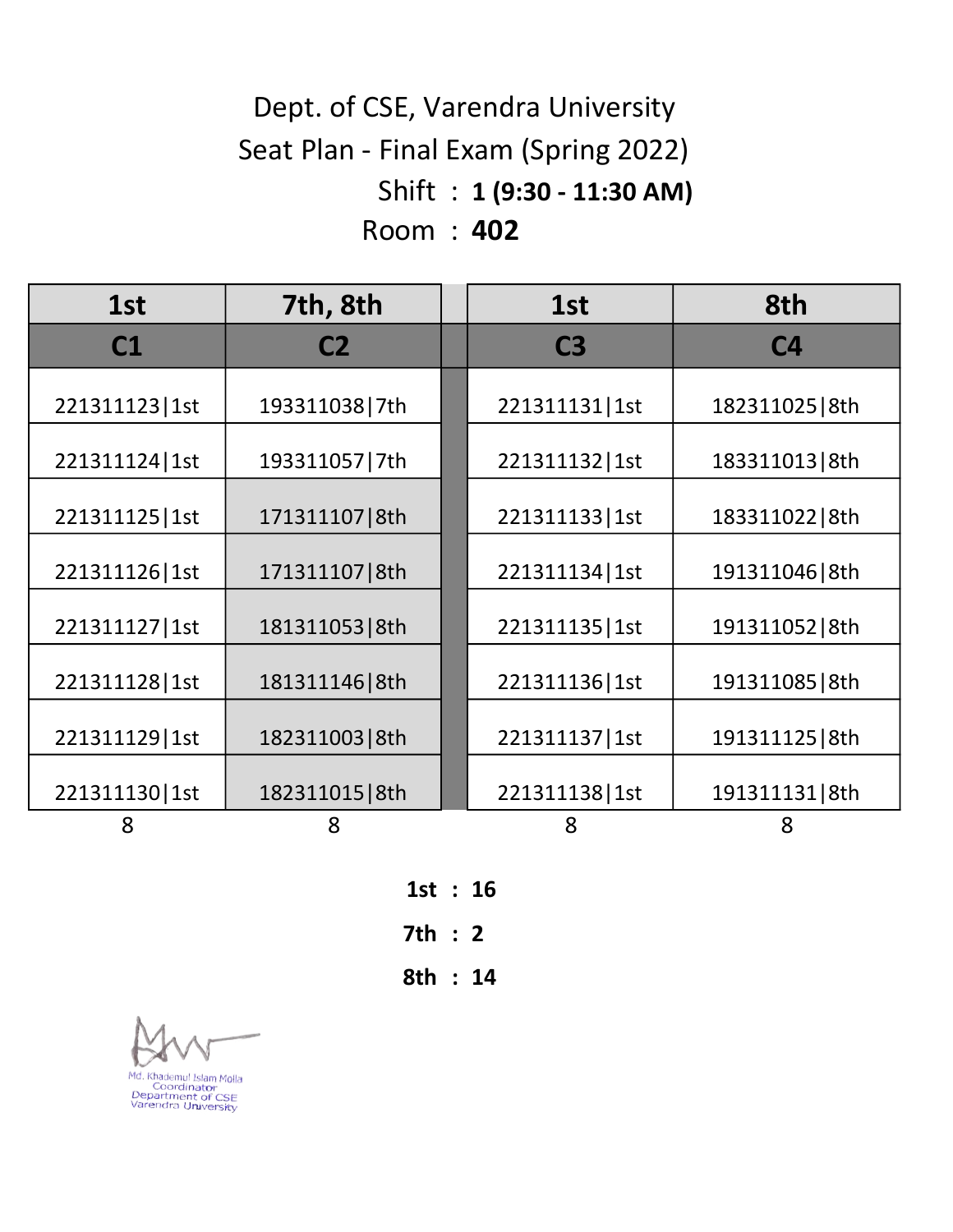Dept. of CSE, Varendra University

Seat Plan - Final Exam (Spring 2022)

Shift : **1 (9:30 - 11:30 AM)**

Room : **402**

| 1st | 7th, 8th | 1st | 8th |
|---|---|---|---|
| **C1** | **C2** | **C3** | **C4** |
| 221311123\|1st | 193311038\|7th | 221311131\|1st | 182311025\|8th |
| 221311124\|1st | 193311057\|7th | 221311132\|1st | 183311013\|8th |
| 221311125\|1st | 171311107\|8th | 221311133\|1st | 183311022\|8th |
| 221311126\|1st | 171311107\|8th | 221311134\|1st | 191311046\|8th |
| 221311127\|1st | 181311053\|8th | 221311135\|1st | 191311052\|8th |
| 221311128\|1st | 181311146\|8th | 221311136\|1st | 191311085\|8th |
| 221311129\|1st | 182311003\|8th | 221311137\|1st | 191311125\|8th |
| 221311130\|1st | 182311015\|8th | 221311138\|1st | 191311131\|8th |
| 8 | 8 | 8 | 8 |

**1st** : **16**

**7th** : **2**

**8th** : **14**

Md. Khademul Islam Molla
Coordinator
Department of CSE
Varendra University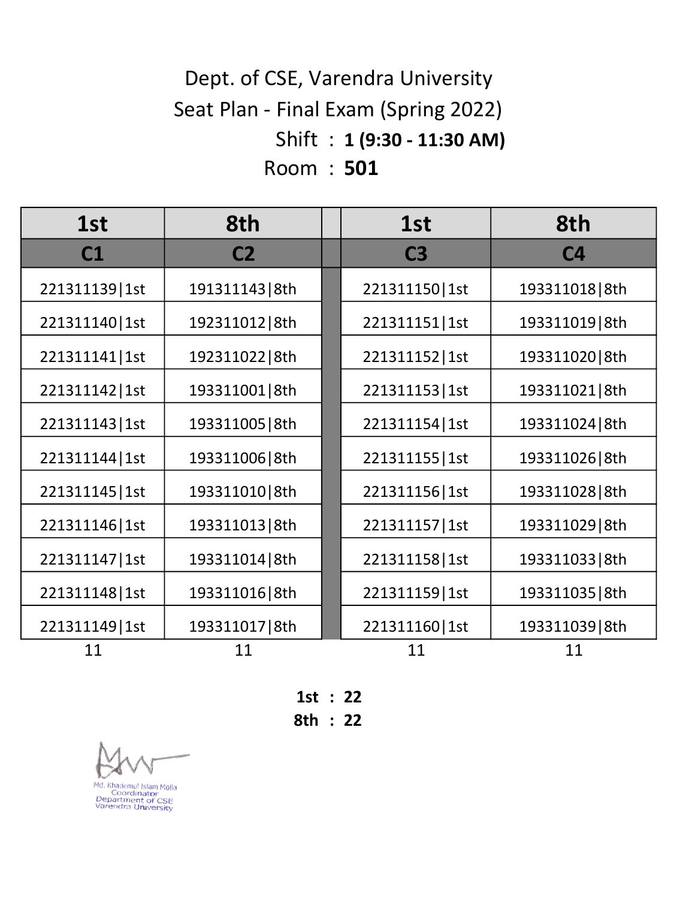Dept. of CSE, Varendra University

Seat Plan - Final Exam (Spring 2022)

Shift : **1 (9:30 - 11:30 AM)**

Room : **501**

| 1st | 8th | | 1st | 8th |
|---|---|---|---|---|
| **C1** | **C2** | | **C3** | **C4** |
| 221311139\|1st | 191311143\|8th | | 221311150\|1st | 193311018\|8th |
| 221311140\|1st | 192311012\|8th | | 221311151\|1st | 193311019\|8th |
| 221311141\|1st | 192311022\|8th | | 221311152\|1st | 193311020\|8th |
| 221311142\|1st | 193311001\|8th | | 221311153\|1st | 193311021\|8th |
| 221311143\|1st | 193311005\|8th | | 221311154\|1st | 193311024\|8th |
| 221311144\|1st | 193311006\|8th | | 221311155\|1st | 193311026\|8th |
| 221311145\|1st | 193311010\|8th | | 221311156\|1st | 193311028\|8th |
| 221311146\|1st | 193311013\|8th | | 221311157\|1st | 193311029\|8th |
| 221311147\|1st | 193311014\|8th | | 221311158\|1st | 193311033\|8th |
| 221311148\|1st | 193311016\|8th | | 221311159\|1st | 193311035\|8th |
| 221311149\|1st | 193311017\|8th | | 221311160\|1st | 193311039\|8th |
| 11 | 11 | | 11 | 11 |

**1st : 22**

**8th : 22**

Md. Khademul Islam Molla
Coordinator
Department of CSE
Varendra University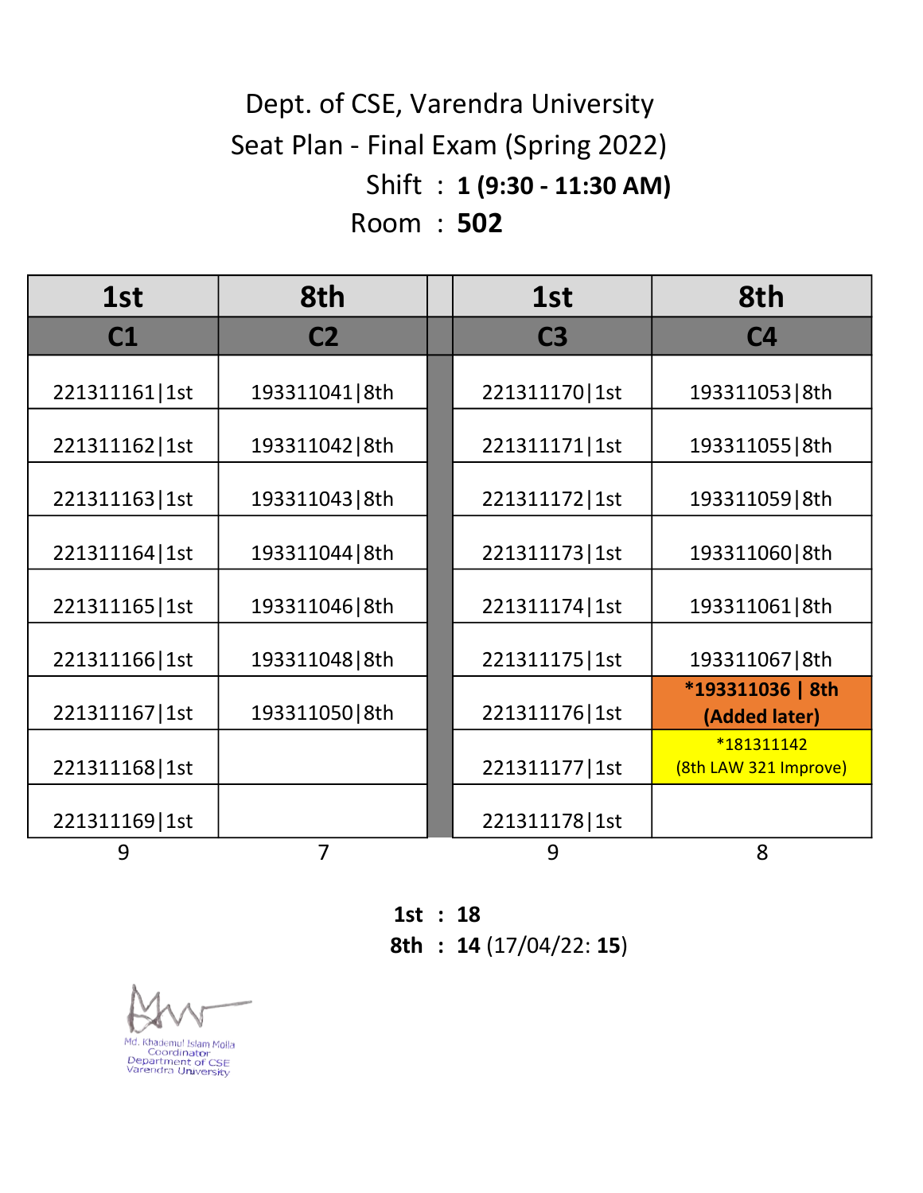Dept. of CSE, Varendra University

Seat Plan - Final Exam (Spring 2022)

Shift : **1 (9:30 - 11:30 AM)**

Room : **502**

| 1st | 8th | | 1st | 8th |
|---|---|---|---|---|
| **C1** | **C2** | | **C3** | **C4** |
| 221311161\|1st | 193311041\|8th | | 221311170\|1st | 193311053\|8th |
| 221311162\|1st | 193311042\|8th | | 221311171\|1st | 193311055\|8th |
| 221311163\|1st | 193311043\|8th | | 221311172\|1st | 193311059\|8th |
| 221311164\|1st | 193311044\|8th | | 221311173\|1st | 193311060\|8th |
| 221311165\|1st | 193311046\|8th | | 221311174\|1st | 193311061\|8th |
| 221311166\|1st | 193311048\|8th | | 221311175\|1st | 193311067\|8th |
| 221311167\|1st | 193311050\|8th | | 221311176\|1st | **\*193311036 \| 8th (Added later)** |
| 221311168\|1st | | | 221311177\|1st | \*181311142 (8th LAW 321 Improve) |
| 221311169\|1st | | | 221311178\|1st | |
| 9 | 7 | | 9 | 8 |

**1st** : **18**

**8th** : **14** (17/04/22: **15**)

Md. Khademul Islam Molla
Coordinator
Department of CSE
Varendra University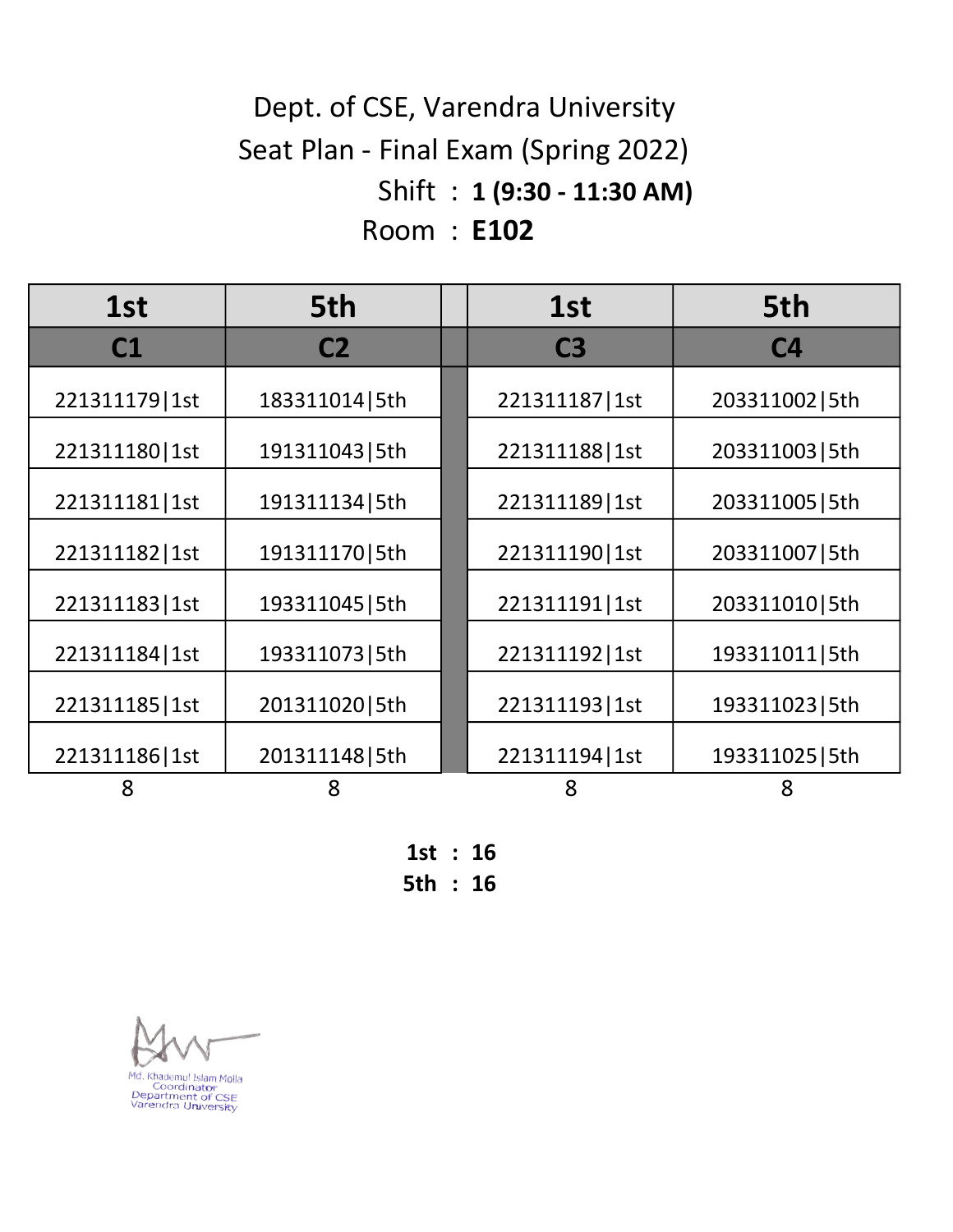# Dept. of CSE, Varendra University

## Seat Plan - Final Exam (Spring 2022)

Shift : **1 (9:30 - 11:30 AM)**

Room : **E102**

| 1st | 5th | | 1st | 5th |
|---|---|---|---|---|
| **C1** | **C2** | | **C3** | **C4** |
| 221311179\|1st | 183311014\|5th | | 221311187\|1st | 203311002\|5th |
| 221311180\|1st | 191311043\|5th | | 221311188\|1st | 203311003\|5th |
| 221311181\|1st | 191311134\|5th | | 221311189\|1st | 203311005\|5th |
| 221311182\|1st | 191311170\|5th | | 221311190\|1st | 203311007\|5th |
| 221311183\|1st | 193311045\|5th | | 221311191\|1st | 203311010\|5th |
| 221311184\|1st | 193311073\|5th | | 221311192\|1st | 193311011\|5th |
| 221311185\|1st | 201311020\|5th | | 221311193\|1st | 193311023\|5th |
| 221311186\|1st | 201311148\|5th | | 221311194\|1st | 193311025\|5th |
| 8 | 8 | | 8 | 8 |

**1st : 16**

**5th : 16**

Md. Khademul Islam Molla
Coordinator
Department of CSE
Varendra University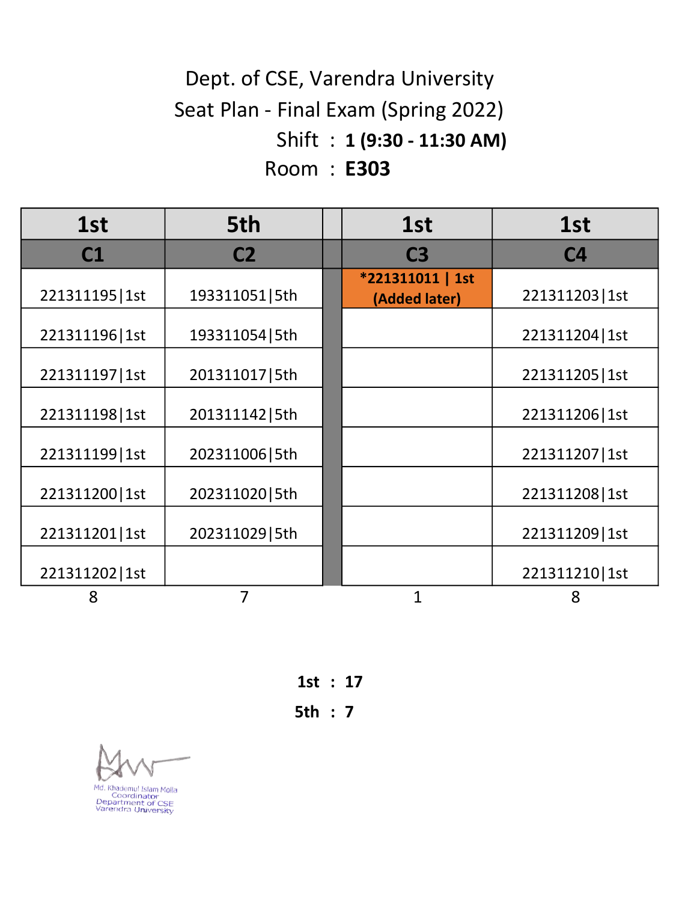Dept. of CSE, Varendra University

Seat Plan - Final Exam (Spring 2022)

Shift : **1 (9:30 - 11:30 AM)**

Room : **E303**

| 1st | 5th | | 1st | 1st |
|---|---|---|---|---|
| **C1** | **C2** | | **C3** | **C4** |
| 221311195\|1st | 193311051\|5th | | ***221311011 \| 1st (Added later)** | 221311203\|1st |
| 221311196\|1st | 193311054\|5th | | | 221311204\|1st |
| 221311197\|1st | 201311017\|5th | | | 221311205\|1st |
| 221311198\|1st | 201311142\|5th | | | 221311206\|1st |
| 221311199\|1st | 202311006\|5th | | | 221311207\|1st |
| 221311200\|1st | 202311020\|5th | | | 221311208\|1st |
| 221311201\|1st | 202311029\|5th | | | 221311209\|1st |
| 221311202\|1st | | | | 221311210\|1st |
| 8 | 7 | | 1 | 8 |

**1st : 17**

**5th : 7**

Md. Khademul Islam Molla
Coordinator
Department of CSE
Varendra University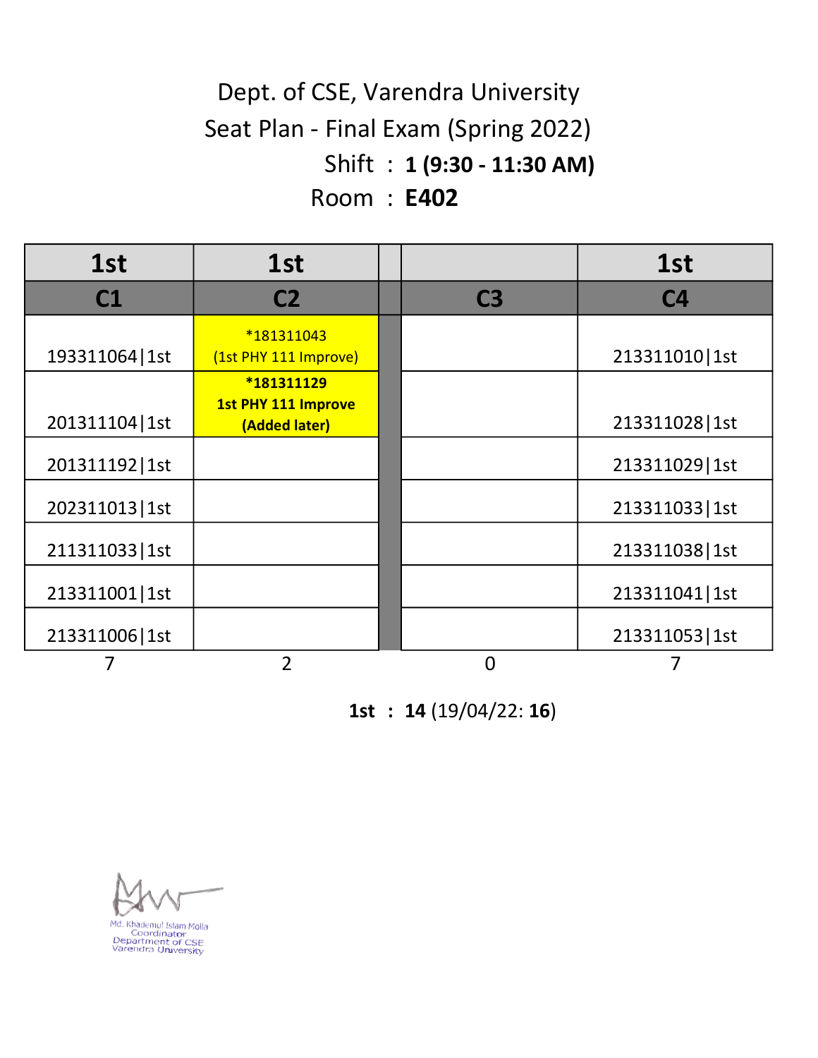Dept. of CSE, Varendra University

Seat Plan - Final Exam (Spring 2022)

Shift : **1 (9:30 - 11:30 AM)**

Room : **E402**

| 1st | 1st | | 1st |
|---|---|---|---|
| **C1** | **C2** | **C3** | **C4** |
| 193311064\|1st | *181311043 (1st PHY 111 Improve) | | 213311010\|1st |
| 201311104\|1st | ***181311129 1st PHY 111 Improve (Added later)** | | 213311028\|1st |
| 201311192\|1st | | | 213311029\|1st |
| 202311013\|1st | | | 213311033\|1st |
| 211311033\|1st | | | 213311038\|1st |
| 213311001\|1st | | | 213311041\|1st |
| 213311006\|1st | | | 213311053\|1st |
| 7 | 2 | 0 | 7 |

**1st : 14** (19/04/22: **16**)

Md. Khademul Islam Molla
Coordinator
Department of CSE
Varendra University